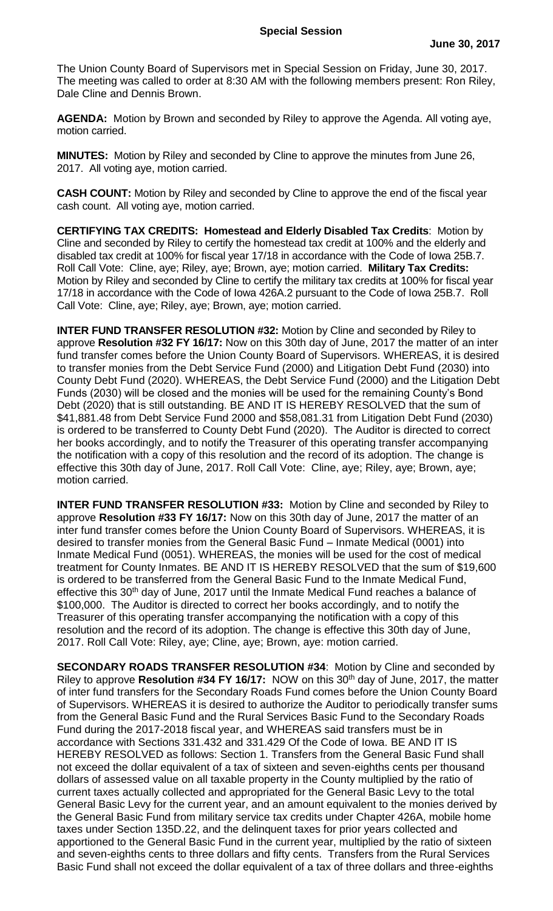## Special Session

**June 30, 2017**

The Union County Board of Supervisors met in Special Session on Friday, June 30, 2017. The meeting was called to order at 8:30 AM with the following members present: Ron Riley, Dale Cline and Dennis Brown.

**AGENDA:** Motion by Brown and seconded by Riley to approve the Agenda. All voting aye, motion carried.

**MINUTES:** Motion by Riley and seconded by Cline to approve the minutes from June 26, 2017. All voting aye, motion carried.

**CASH COUNT:** Motion by Riley and seconded by Cline to approve the end of the fiscal year cash count. All voting aye, motion carried.

**CERTIFYING TAX CREDITS: Homestead and Elderly Disabled Tax Credits**: Motion by Cline and seconded by Riley to certify the homestead tax credit at 100% and the elderly and disabled tax credit at 100% for fiscal year 17/18 in accordance with the Code of Iowa 25B.7. Roll Call Vote: Cline, aye; Riley, aye; Brown, aye; motion carried. **Military Tax Credits:** Motion by Riley and seconded by Cline to certify the military tax credits at 100% for fiscal year 17/18 in accordance with the Code of Iowa 426A.2 pursuant to the Code of Iowa 25B.7. Roll Call Vote: Cline, aye; Riley, aye; Brown, aye; motion carried.

**INTER FUND TRANSFER RESOLUTION #32:** Motion by Cline and seconded by Riley to approve **Resolution #32 FY 16/17:** Now on this 30th day of June, 2017 the matter of an inter fund transfer comes before the Union County Board of Supervisors. WHEREAS, it is desired to transfer monies from the Debt Service Fund (2000) and Litigation Debt Fund (2030) into County Debt Fund (2020). WHEREAS, the Debt Service Fund (2000) and the Litigation Debt Funds (2030) will be closed and the monies will be used for the remaining County's Bond Debt (2020) that is still outstanding. BE AND IT IS HEREBY RESOLVED that the sum of $41,881.48 from Debt Service Fund 2000 and $58,081.31 from Litigation Debt Fund (2030) is ordered to be transferred to County Debt Fund (2020). The Auditor is directed to correct her books accordingly, and to notify the Treasurer of this operating transfer accompanying the notification with a copy of this resolution and the record of its adoption. The change is effective this 30th day of June, 2017. Roll Call Vote: Cline, aye; Riley, aye; Brown, aye; motion carried.

**INTER FUND TRANSFER RESOLUTION #33:** Motion by Cline and seconded by Riley to approve **Resolution #33 FY 16/17:** Now on this 30th day of June, 2017 the matter of an inter fund transfer comes before the Union County Board of Supervisors. WHEREAS, it is desired to transfer monies from the General Basic Fund – Inmate Medical (0001) into Inmate Medical Fund (0051). WHEREAS, the monies will be used for the cost of medical treatment for County Inmates. BE AND IT IS HEREBY RESOLVED that the sum of $19,600 is ordered to be transferred from the General Basic Fund to the Inmate Medical Fund, effective this 30th day of June, 2017 until the Inmate Medical Fund reaches a balance of $100,000. The Auditor is directed to correct her books accordingly, and to notify the Treasurer of this operating transfer accompanying the notification with a copy of this resolution and the record of its adoption. The change is effective this 30th day of June, 2017. Roll Call Vote: Riley, aye; Cline, aye; Brown, aye: motion carried.

**SECONDARY ROADS TRANSFER RESOLUTION #34**: Motion by Cline and seconded by Riley to approve **Resolution #34 FY 16/17:** NOW on this 30th day of June, 2017, the matter of inter fund transfers for the Secondary Roads Fund comes before the Union County Board of Supervisors. WHEREAS it is desired to authorize the Auditor to periodically transfer sums from the General Basic Fund and the Rural Services Basic Fund to the Secondary Roads Fund during the 2017-2018 fiscal year, and WHEREAS said transfers must be in accordance with Sections 331.432 and 331.429 Of the Code of Iowa. BE AND IT IS HEREBY RESOLVED as follows: Section 1. Transfers from the General Basic Fund shall not exceed the dollar equivalent of a tax of sixteen and seven-eighths cents per thousand dollars of assessed value on all taxable property in the County multiplied by the ratio of current taxes actually collected and appropriated for the General Basic Levy to the total General Basic Levy for the current year, and an amount equivalent to the monies derived by the General Basic Fund from military service tax credits under Chapter 426A, mobile home taxes under Section 135D.22, and the delinquent taxes for prior years collected and apportioned to the General Basic Fund in the current year, multiplied by the ratio of sixteen and seven-eighths cents to three dollars and fifty cents. Transfers from the Rural Services Basic Fund shall not exceed the dollar equivalent of a tax of three dollars and three-eighths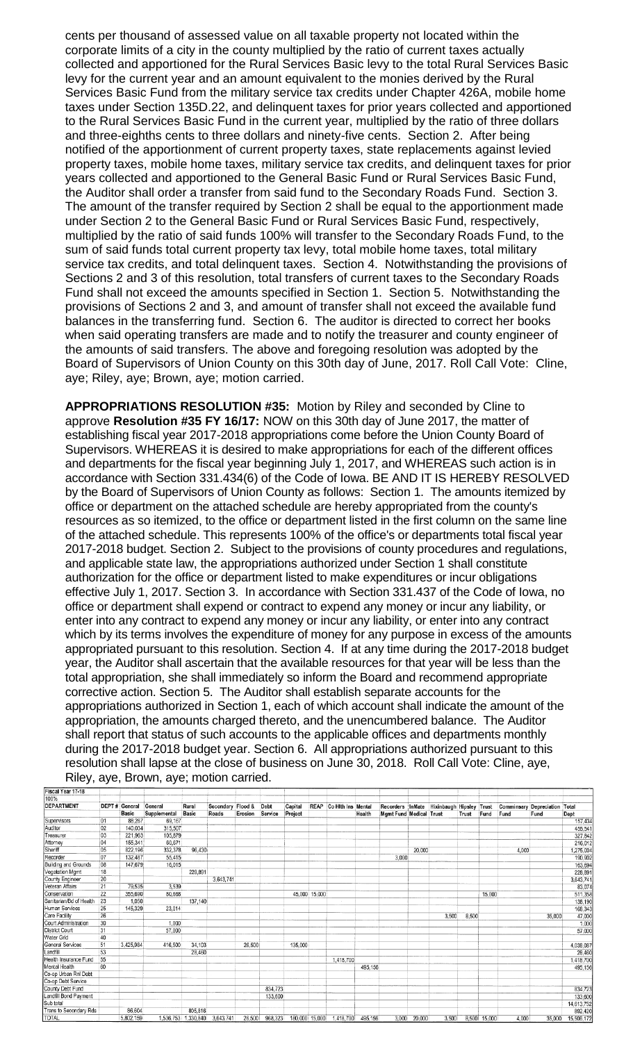cents per thousand of assessed value on all taxable property not located within the corporate limits of a city in the county multiplied by the ratio of current taxes actually collected and apportioned for the Rural Services Basic levy to the total Rural Services Basic levy for the current year and an amount equivalent to the monies derived by the Rural Services Basic Fund from the military service tax credits under Chapter 426A, mobile home taxes under Section 135D.22, and delinquent taxes for prior years collected and apportioned to the Rural Services Basic Fund in the current year, multiplied by the ratio of three dollars and three-eighths cents to three dollars and ninety-five cents. Section 2. After being notified of the apportionment of current property taxes, state replacements against levied property taxes, mobile home taxes, military service tax credits, and delinquent taxes for prior years collected and apportioned to the General Basic Fund or Rural Services Basic Fund, the Auditor shall order a transfer from said fund to the Secondary Roads Fund. Section 3. The amount of the transfer required by Section 2 shall be equal to the apportionment made under Section 2 to the General Basic Fund or Rural Services Basic Fund, respectively, multiplied by the ratio of said funds 100% will transfer to the Secondary Roads Fund, to the sum of said funds total current property tax levy, total mobile home taxes, total military service tax credits, and total delinquent taxes. Section 4. Notwithstanding the provisions of Sections 2 and 3 of this resolution, total transfers of current taxes to the Secondary Roads Fund shall not exceed the amounts specified in Section 1. Section 5. Notwithstanding the provisions of Sections 2 and 3, and amount of transfer shall not exceed the available fund balances in the transferring fund. Section 6. The auditor is directed to correct her books when said operating transfers are made and to notify the treasurer and county engineer of the amounts of said transfers. The above and foregoing resolution was adopted by the Board of Supervisors of Union County on this 30th day of June, 2017. Roll Call Vote: Cline, aye; Riley, aye; Brown, aye; motion carried.

**APPROPRIATIONS RESOLUTION #35:** Motion by Riley and seconded by Cline to approve **Resolution #35 FY 16/17:** NOW on this 30th day of June 2017, the matter of establishing fiscal year 2017-2018 appropriations come before the Union County Board of Supervisors. WHEREAS it is desired to make appropriations for each of the different offices and departments for the fiscal year beginning July 1, 2017, and WHEREAS such action is in accordance with Section 331.434(6) of the Code of Iowa. BE AND IT IS HEREBY RESOLVED by the Board of Supervisors of Union County as follows: Section 1. The amounts itemized by office or department on the attached schedule are hereby appropriated from the county's resources as so itemized, to the office or department listed in the first column on the same line of the attached schedule. This represents 100% of the office's or departments total fiscal year 2017-2018 budget. Section 2. Subject to the provisions of county procedures and regulations, and applicable state law, the appropriations authorized under Section 1 shall constitute authorization for the office or department listed to make expenditures or incur obligations effective July 1, 2017. Section 3. In accordance with Section 331.437 of the Code of Iowa, no office or department shall expend or contract to expend any money or incur any liability, or enter into any contract to expend any money or incur any liability, or enter into any contract which by its terms involves the expenditure of money for any purpose in excess of the amounts appropriated pursuant to this resolution. Section 4. If at any time during the 2017-2018 budget year, the Auditor shall ascertain that the available resources for that year will be less than the total appropriation, she shall immediately so inform the Board and recommend appropriate corrective action. Section 5. The Auditor shall establish separate accounts for the appropriations authorized in Section 1, each of which account shall indicate the amount of the appropriation, the amounts charged thereto, and the unencumbered balance. The Auditor shall report that status of such accounts to the applicable offices and departments monthly during the 2017-2018 budget year. Section 6. All appropriations authorized pursuant to this resolution shall lapse at the close of business on June 30, 2018. Roll Call Vote: Cline, aye, Riley, aye, Brown, aye; motion carried.

Fiscal Year 17-18

100%

| DEPARTMENT | DEPT # | General Basic | General Supplemental | Rural Basic | Secondary Roads | Flood & Erosion | Debt Service | Capital Project | REAP | Co Hlth Ins | Mental Health | Recorders Mgmt Fund | InMate Medical | Hixinbaugh Trust | Hipsley Trust | Trust Fund | Commissary Fund | Depreciation Fund | Total Dept |
|---|---|---|---|---|---|---|---|---|---|---|---|---|---|---|---|---|---|---|---|
| Supervisors | 01 | 88,267 | 69,167 | | | | | | | | | | | | | | | | 157,434 |
| Auditor | 02 | 140,034 | 315,507 | | | | | | | | | | | | | | | | 455,541 |
| Treasurer | 03 | 221,963 | 105,879 | | | | | | | | | | | | | | | | 327,842 |
| Attorney | 04 | 155,341 | 60,671 | | | | | | | | | | | | | | | | 216,012 |
| Sheriff | 05 | 822,196 | 332,378 | 96,430 | | | | | | | | | 20,000 | | | | 4,000 | | 1,275,004 |
| Recorder | 07 | 132,487 | 55,415 | | | | | | | | | 3,000 | | | | | | | 190,902 |
| Building and Grounds | 08 | 147,679 | 16,015 | | | | | | | | | | | | | | | | 163,694 |
| Vegetation Mgmt | 18 | | | 228,891 | | | | | | | | | | | | | | | 228,891 |
| County Engineer | 20 | | | | 3,643,741 | | | | | | | | | | | | | | 3,643,741 |
| Veteran Affairs | 21 | 79,535 | 3,539 | | | | | | | | | | | | | | | | 83,074 |
| Conservation | 22 | 355,690 | 80,668 | | | | | 45,000 | 15,000 | | | | | | | 15,000 | | | 511,358 |
| Sanitarian/Bd of Health | 23 | 1,050 | | 137,140 | | | | | | | | | | | | | | | 138,190 |
| Human Services | 25 | 145,329 | 23,014 | | | | | | | | | | | | | | | | 168,343 |
| Care Facility | 26 | | | | | | | | | | | | | 3,500 | 8,500 | | | 35,000 | 47,000 |
| Court Administration | 30 | | 1,000 | | | | | | | | | | | | | | | | 1,000 |
| District Court | 31 | | 57,000 | | | | | | | | | | | | | | | | 57,000 |
| Water Grid | 40 | | | | | | | | | | | | | | | | | | |
| General Services | 51 | 3,425,984 | 416,500 | 34,103 | | 26,500 | | 135,000 | | | | | | | | | | | 4,038,087 |
| Landfill | 53 | | | 29,460 | | | | | | | | | | | | | | | 29,460 |
| Health Insurance Fund | 55 | | | | | | | | | 1,418,700 | | | | | | | | | 1,418,700 |
| Mental Health | 60 | | | | | | | | | | 495,156 | | | | | | | | 495,156 |
| Co-op Urban Rnl Debt | | | | | | | | | | | | | | | | | | | |
| Co-op Debt Service | | | | | | | | | | | | | | | | | | | |
| County Debt Fund | | | | | | | 834,723 | | | | | | | | | | | | 834,723 |
| Landfill Bond Payment | | | | | | | 133,600 | | | | | | | | | | | | 133,600 |
| Sub total | | | | | | | | | | | | | | | | | | | 14,613,752 |
| Trans to Secondary Rds | | 86,604 | | 805,816 | | | | | | | | | | | | | | | 892,420 |
| TOTAL | | 5,802,159 | 1,536,753 | 1,330,840 | 3,643,741 | 26,500 | 968,323 | 180,000 | 15,000 | 1,418,700 | 495,156 | 3,000 | 20,000 | 3,500 | 8,500 | 15,000 | 4,000 | 35,000 | 15,506,172 |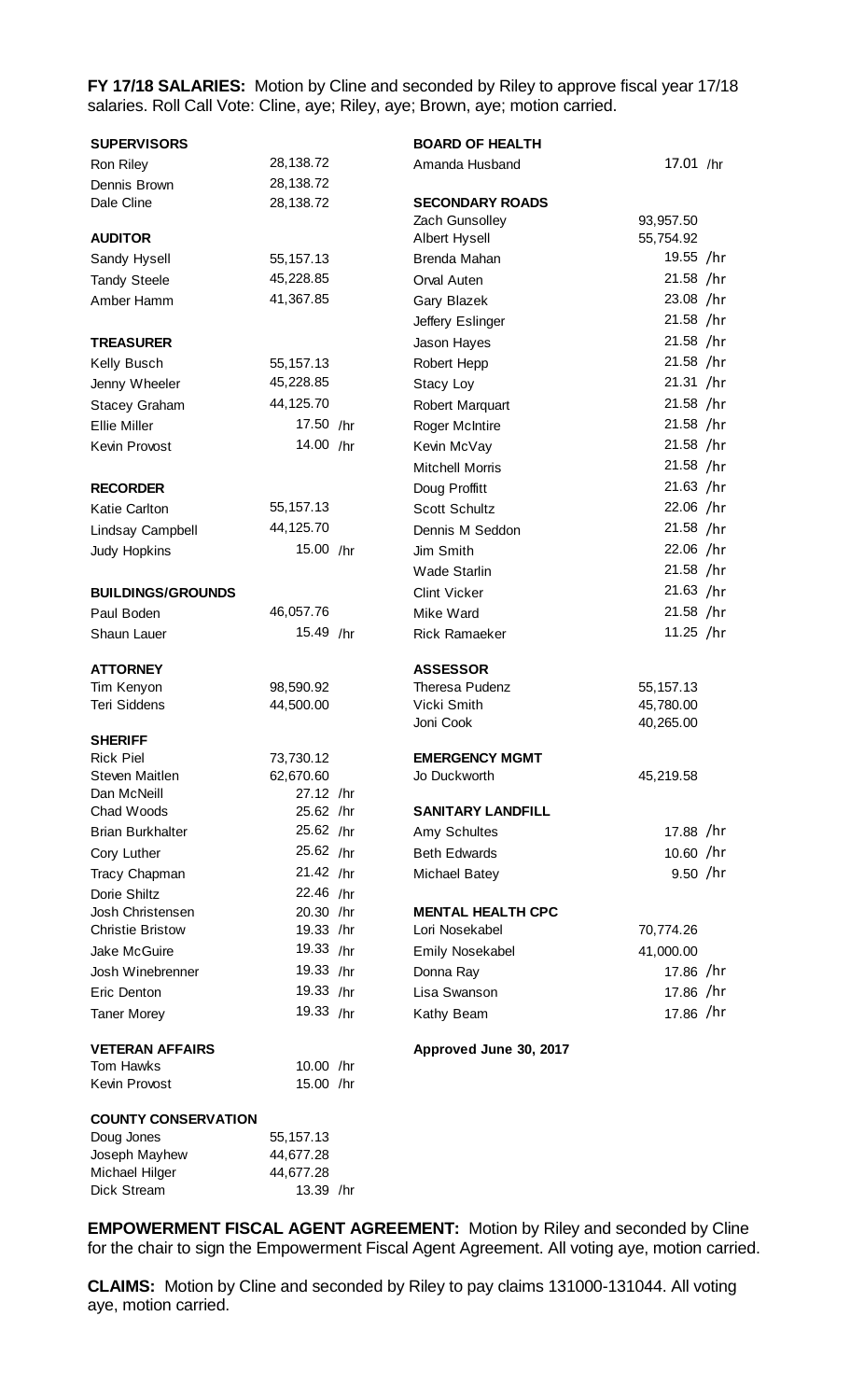**FY 17/18 SALARIES:** Motion by Cline and seconded by Riley to approve fiscal year 17/18 salaries. Roll Call Vote: Cline, aye; Riley, aye; Brown, aye; motion carried.

| Name | Salary |
|---|---|
| **SUPERVISORS** | |
| Ron Riley | 28,138.72 |
| Dennis Brown | 28,138.72 |
| Dale Cline | 28,138.72 |
| **AUDITOR** | |
| Sandy Hysell | 55,157.13 |
| Tandy Steele | 45,228.85 |
| Amber Hamm | 41,367.85 |
| **TREASURER** | |
| Kelly Busch | 55,157.13 |
| Jenny Wheeler | 45,228.85 |
| Stacey Graham | 44,125.70 |
| Ellie Miller | 17.50 /hr |
| Kevin Provost | 14.00 /hr |
| **RECORDER** | |
| Katie Carlton | 55,157.13 |
| Lindsay Campbell | 44,125.70 |
| Judy Hopkins | 15.00 /hr |
| **BUILDINGS/GROUNDS** | |
| Paul Boden | 46,057.76 |
| Shaun Lauer | 15.49 /hr |
| **ATTORNEY** | |
| Tim Kenyon | 98,590.92 |
| Teri Siddens | 44,500.00 |
| **SHERIFF** | |
| Rick Piel | 73,730.12 |
| Steven Maitlen | 62,670.60 |
| Dan McNeill | 27.12 /hr |
| Chad Woods | 25.62 /hr |
| Brian Burkhalter | 25.62 /hr |
| Cory Luther | 25.62 /hr |
| Tracy Chapman | 21.42 /hr |
| Dorie Shiltz | 22.46 /hr |
| Josh Christensen | 20.30 /hr |
| Christie Bristow | 19.33 /hr |
| Jake McGuire | 19.33 /hr |
| Josh Winebrenner | 19.33 /hr |
| Eric Denton | 19.33 /hr |
| Taner Morey | 19.33 /hr |
| **VETERAN AFFAIRS** | |
| Tom Hawks | 10.00 /hr |
| Kevin Provost | 15.00 /hr |
| **COUNTY CONSERVATION** | |
| Doug Jones | 55,157.13 |
| Joseph Mayhew | 44,677.28 |
| Michael Hilger | 44,677.28 |
| Dick Stream | 13.39 /hr |

| Name | Salary |
|---|---|
| **BOARD OF HEALTH** | |
| Amanda Husband | 17.01 /hr |
| **SECONDARY ROADS** | |
| Zach Gunsolley | 93,957.50 |
| Albert Hysell | 55,754.92 |
| Brenda Mahan | 19.55 /hr |
| Orval Auten | 21.58 /hr |
| Gary Blazek | 23.08 /hr |
| Jeffery Eslinger | 21.58 /hr |
| Jason Hayes | 21.58 /hr |
| Robert Hepp | 21.58 /hr |
| Stacy Loy | 21.31 /hr |
| Robert Marquart | 21.58 /hr |
| Roger McIntire | 21.58 /hr |
| Kevin McVay | 21.58 /hr |
| Mitchell Morris | 21.58 /hr |
| Doug Proffitt | 21.63 /hr |
| Scott Schultz | 22.06 /hr |
| Dennis M Seddon | 21.58 /hr |
| Jim Smith | 22.06 /hr |
| Wade Starlin | 21.58 /hr |
| Clint Vicker | 21.63 /hr |
| Mike Ward | 21.58 /hr |
| Rick Ramaeker | 11.25 /hr |
| **ASSESSOR** | |
| Theresa Pudenz | 55,157.13 |
| Vicki Smith | 45,780.00 |
| Joni Cook | 40,265.00 |
| **EMERGENCY MGMT** | |
| Jo Duckworth | 45,219.58 |
| **SANITARY LANDFILL** | |
| Amy Schultes | 17.88 /hr |
| Beth Edwards | 10.60 /hr |
| Michael Batey | 9.50 /hr |
| **MENTAL HEALTH CPC** | |
| Lori Nosekabel | 70,774.26 |
| Emily Nosekabel | 41,000.00 |
| Donna Ray | 17.86 /hr |
| Lisa Swanson | 17.86 /hr |
| Kathy Beam | 17.86 /hr |

**Approved June 30, 2017**

**EMPOWERMENT FISCAL AGENT AGREEMENT:** Motion by Riley and seconded by Cline for the chair to sign the Empowerment Fiscal Agent Agreement. All voting aye, motion carried.

**CLAIMS:** Motion by Cline and seconded by Riley to pay claims 131000-131044. All voting aye, motion carried.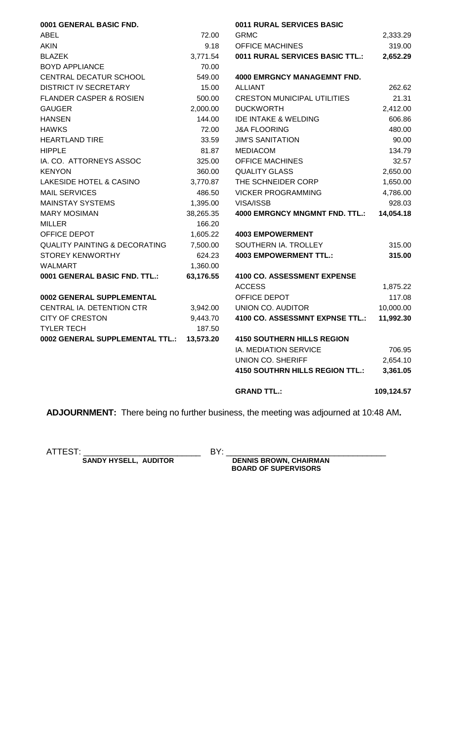| | |
|---|---|
| **0001 GENERAL BASIC FND.** | |
| ABEL | 72.00 |
| AKIN | 9.18 |
| BLAZEK | 3,771.54 |
| BOYD APPLIANCE | 70.00 |
| CENTRAL DECATUR SCHOOL | 549.00 |
| DISTRICT IV SECRETARY | 15.00 |
| FLANDER CASPER & ROSIEN | 500.00 |
| GAUGER | 2,000.00 |
| HANSEN | 144.00 |
| HAWKS | 72.00 |
| HEARTLAND TIRE | 33.59 |
| HIPPLE | 81.87 |
| IA. CO. ATTORNEYS ASSOC | 325.00 |
| KENYON | 360.00 |
| LAKESIDE HOTEL & CASINO | 3,770.87 |
| MAIL SERVICES | 486.50 |
| MAINSTAY SYSTEMS | 1,395.00 |
| MARY MOSIMAN | 38,265.35 |
| MILLER | 166.20 |
| OFFICE DEPOT | 1,605.22 |
| QUALITY PAINTING & DECORATING | 7,500.00 |
| STOREY KENWORTHY | 624.23 |
| WALMART | 1,360.00 |
| **0001 GENERAL BASIC FND. TTL.:** | **63,176.55** |
| | |
| **0002 GENERAL SUPPLEMENTAL** | |
| CENTRAL IA. DETENTION CTR | 3,942.00 |
| CITY OF CRESTON | 9,443.70 |
| TYLER TECH | 187.50 |
| **0002 GENERAL SUPPLEMENTAL TTL.:** | **13,573.20** |
| | |
| **0011 RURAL SERVICES BASIC** | |
| GRMC | 2,333.29 |
| OFFICE MACHINES | 319.00 |
| **0011 RURAL SERVICES BASIC TTL.:** | **2,652.29** |
| | |
| **4000 EMRGNCY MANAGEMNT FND.** | |
| ALLIANT | 262.62 |
| CRESTON MUNICIPAL UTILITIES | 21.31 |
| DUCKWORTH | 2,412.00 |
| IDE INTAKE & WELDING | 606.86 |
| J&A FLOORING | 480.00 |
| JIM'S SANITATION | 90.00 |
| MEDIACOM | 134.79 |
| OFFICE MACHINES | 32.57 |
| QUALITY GLASS | 2,650.00 |
| THE SCHNEIDER CORP | 1,650.00 |
| VICKER PROGRAMMING | 4,786.00 |
| VISA/ISSB | 928.03 |
| **4000 EMRGNCY MNGMNT FND. TTL.:** | **14,054.18** |
| | |
| **4003 EMPOWERMENT** | |
| SOUTHERN IA. TROLLEY | 315.00 |
| **4003 EMPOWERMENT TTL.:** | **315.00** |
| | |
| **4100 CO. ASSESSMENT EXPENSE** | |
| ACCESS | 1,875.22 |
| OFFICE DEPOT | 117.08 |
| UNION CO. AUDITOR | 10,000.00 |
| **4100 CO. ASSESSMNT EXPNSE TTL.:** | **11,992.30** |
| | |
| **4150 SOUTHERN HILLS REGION** | |
| IA. MEDIATION SERVICE | 706.95 |
| UNION CO. SHERIFF | 2,654.10 |
| **4150 SOUTHRN HILLS REGION TTL.:** | **3,361.05** |
| | |
| **GRAND TTL.:** | **109,124.57** |

**ADJOURNMENT:** There being no further business, the meeting was adjourned at 10:48 AM**.**

ATTEST: \_\_\_\_\_\_\_\_\_\_\_\_\_\_\_\_\_\_\_\_\_\_\_\_\_\_ BY: \_\_\_\_\_\_\_\_\_\_\_\_\_\_\_\_\_\_\_\_\_\_\_\_\_\_\_\_\_\_\_\_\_\_\_

**SANDY HYSELL, AUDITOR** **DENNIS BROWN, CHAIRMAN**
**BOARD OF SUPERVISORS**